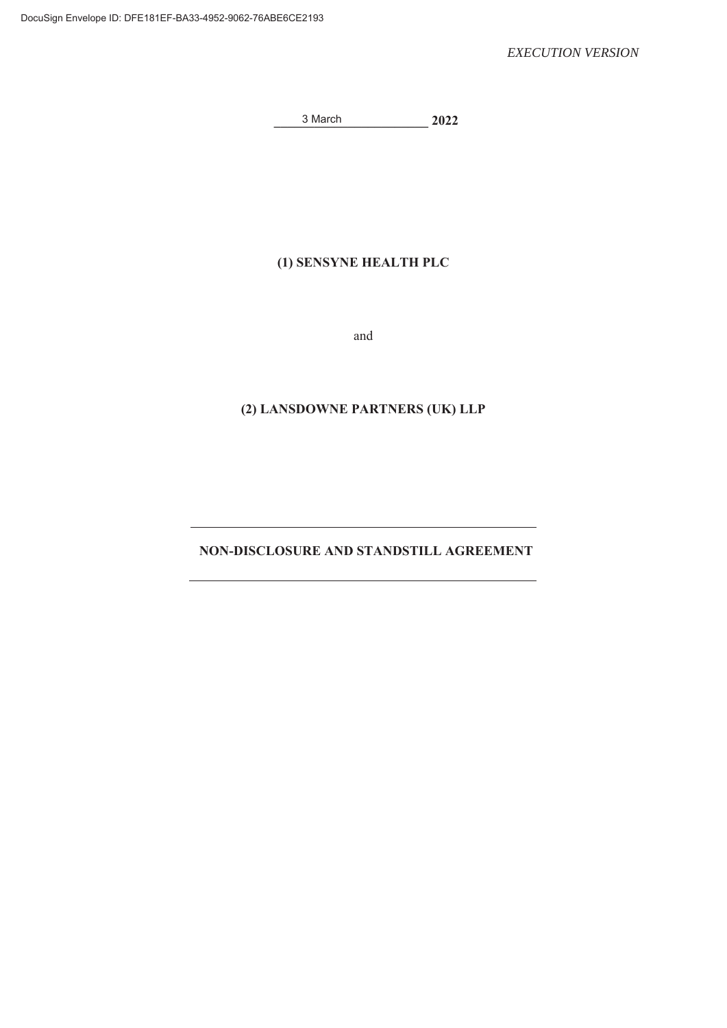*EXECUTION VERSION*

3 March **2022**

**(1) SENSYNE HEALTH PLC**

and

**(2) LANSDOWNE PARTNERS (UK) LLP**

---

**NON-DISCLOSURE AND STANDSTILL AGREEMENT**

---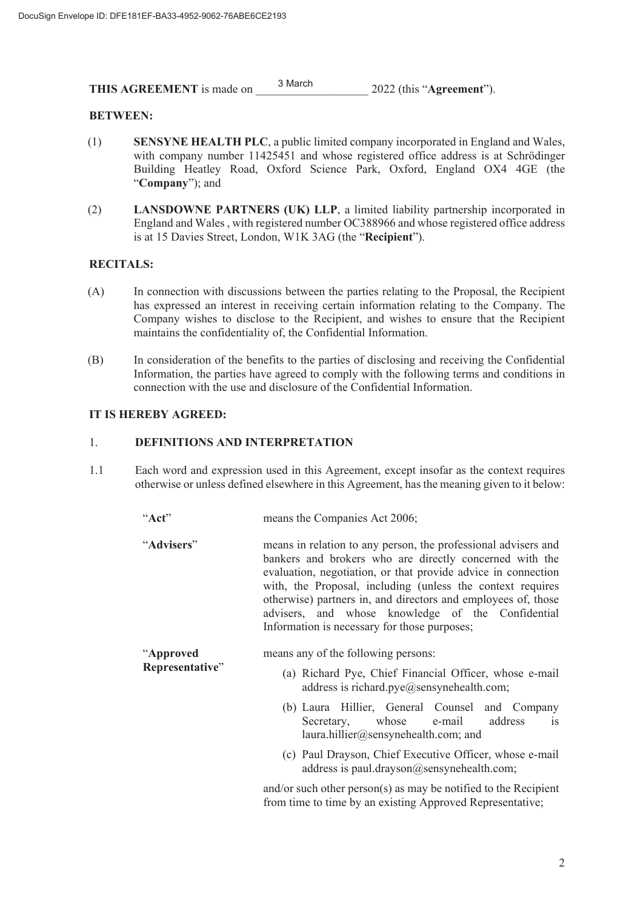**THIS AGREEMENT** is made on 3 March 2022 (this "**Agreement**").

**BETWEEN:**

(1) **SENSYNE HEALTH PLC**, a public limited company incorporated in England and Wales, with company number 11425451 and whose registered office address is at Schrödinger Building Heatley Road, Oxford Science Park, Oxford, England OX4 4GE (the "**Company**"); and

(2) **LANSDOWNE PARTNERS (UK) LLP**, a limited liability partnership incorporated in England and Wales , with registered number OC388966 and whose registered office address is at 15 Davies Street, London, W1K 3AG (the "**Recipient**").

**RECITALS:**

(A) In connection with discussions between the parties relating to the Proposal, the Recipient has expressed an interest in receiving certain information relating to the Company. The Company wishes to disclose to the Recipient, and wishes to ensure that the Recipient maintains the confidentiality of, the Confidential Information.

(B) In consideration of the benefits to the parties of disclosing and receiving the Confidential Information, the parties have agreed to comply with the following terms and conditions in connection with the use and disclosure of the Confidential Information.

**IT IS HEREBY AGREED:**

1. **DEFINITIONS AND INTERPRETATION**

1.1 Each word and expression used in this Agreement, except insofar as the context requires otherwise or unless defined elsewhere in this Agreement, has the meaning given to it below:

"**Act**" means the Companies Act 2006;

"**Advisers**" means in relation to any person, the professional advisers and bankers and brokers who are directly concerned with the evaluation, negotiation, or that provide advice in connection with, the Proposal, including (unless the context requires otherwise) partners in, and directors and employees of, those advisers, and whose knowledge of the Confidential Information is necessary for those purposes;

"**Approved Representative**" means any of the following persons:

(a) Richard Pye, Chief Financial Officer, whose e-mail address is richard.pye@sensynehealth.com;

(b) Laura Hillier, General Counsel and Company Secretary, whose e-mail address is laura.hillier@sensynehealth.com; and

(c) Paul Drayson, Chief Executive Officer, whose e-mail address is paul.drayson@sensynehealth.com;

and/or such other person(s) as may be notified to the Recipient from time to time by an existing Approved Representative;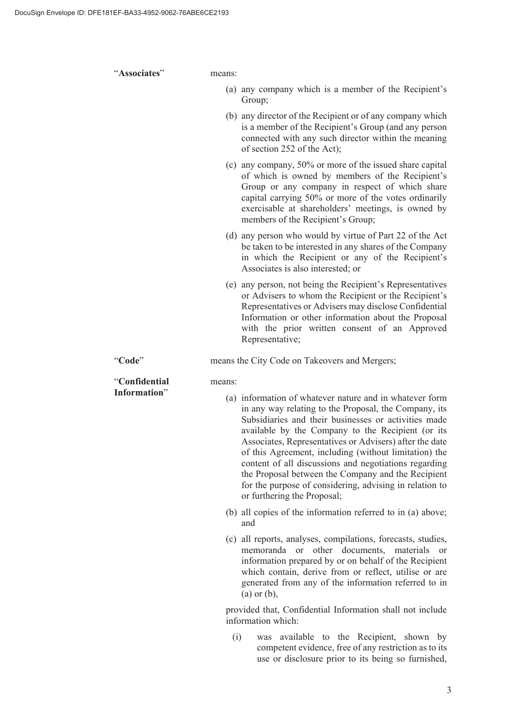"**Associates**" means:

(a) any company which is a member of the Recipient's Group;

(b) any director of the Recipient or of any company which is a member of the Recipient's Group (and any person connected with any such director within the meaning of section 252 of the Act);

(c) any company, 50% or more of the issued share capital of which is owned by members of the Recipient's Group or any company in respect of which share capital carrying 50% or more of the votes ordinarily exercisable at shareholders' meetings, is owned by members of the Recipient's Group;

(d) any person who would by virtue of Part 22 of the Act be taken to be interested in any shares of the Company in which the Recipient or any of the Recipient's Associates is also interested; or

(e) any person, not being the Recipient's Representatives or Advisers to whom the Recipient or the Recipient's Representatives or Advisers may disclose Confidential Information or other information about the Proposal with the prior written consent of an Approved Representative;

"**Code**" means the City Code on Takeovers and Mergers;

"**Confidential Information**" means:

(a) information of whatever nature and in whatever form in any way relating to the Proposal, the Company, its Subsidiaries and their businesses or activities made available by the Company to the Recipient (or its Associates, Representatives or Advisers) after the date of this Agreement, including (without limitation) the content of all discussions and negotiations regarding the Proposal between the Company and the Recipient for the purpose of considering, advising in relation to or furthering the Proposal;

(b) all copies of the information referred to in (a) above; and

(c) all reports, analyses, compilations, forecasts, studies, memoranda or other documents, materials or information prepared by or on behalf of the Recipient which contain, derive from or reflect, utilise or are generated from any of the information referred to in (a) or (b),

provided that, Confidential Information shall not include information which:

(i) was available to the Recipient, shown by competent evidence, free of any restriction as to its use or disclosure prior to its being so furnished,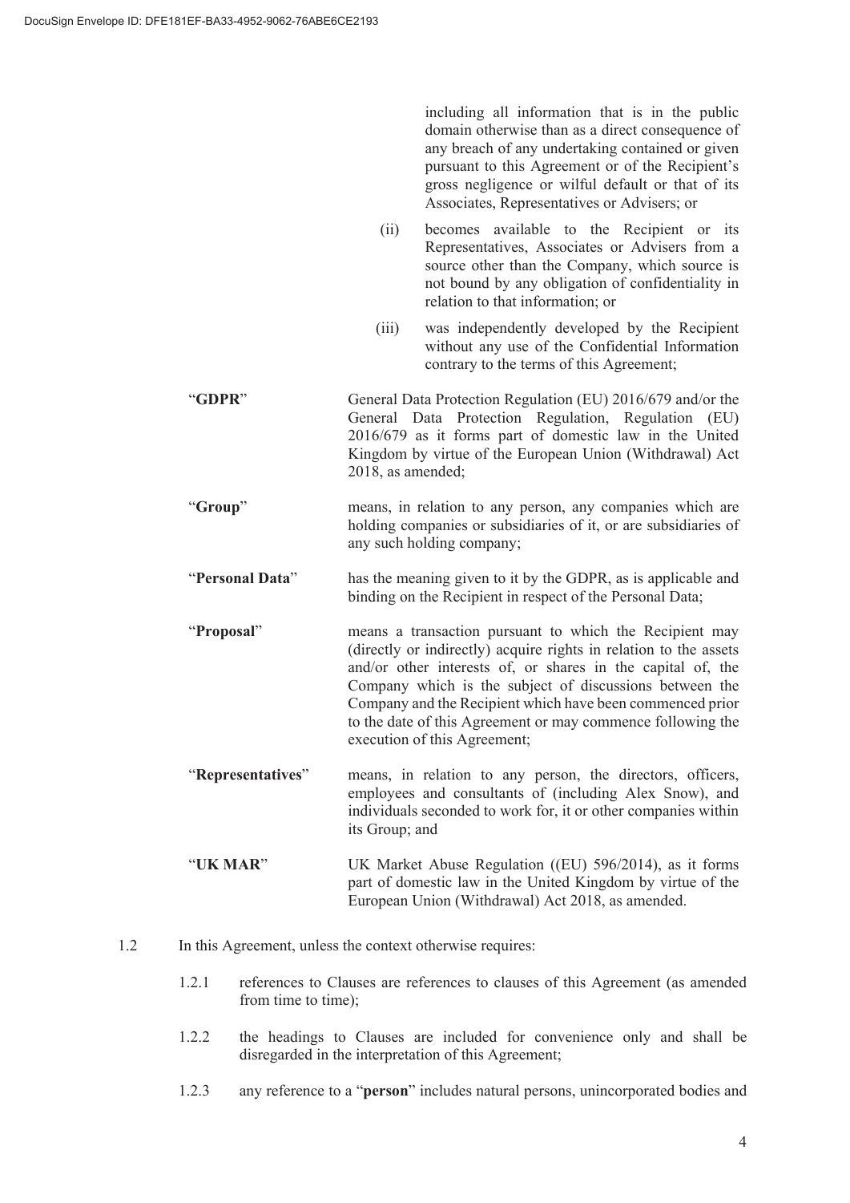including all information that is in the public domain otherwise than as a direct consequence of any breach of any undertaking contained or given pursuant to this Agreement or of the Recipient's gross negligence or wilful default or that of its Associates, Representatives or Advisers; or

(ii) becomes available to the Recipient or its Representatives, Associates or Advisers from a source other than the Company, which source is not bound by any obligation of confidentiality in relation to that information; or

(iii) was independently developed by the Recipient without any use of the Confidential Information contrary to the terms of this Agreement;

"**GDPR**" General Data Protection Regulation (EU) 2016/679 and/or the General Data Protection Regulation, Regulation (EU) 2016/679 as it forms part of domestic law in the United Kingdom by virtue of the European Union (Withdrawal) Act 2018, as amended;

"**Group**" means, in relation to any person, any companies which are holding companies or subsidiaries of it, or are subsidiaries of any such holding company;

"**Personal Data**" has the meaning given to it by the GDPR, as is applicable and binding on the Recipient in respect of the Personal Data;

"**Proposal**" means a transaction pursuant to which the Recipient may (directly or indirectly) acquire rights in relation to the assets and/or other interests of, or shares in the capital of, the Company which is the subject of discussions between the Company and the Recipient which have been commenced prior to the date of this Agreement or may commence following the execution of this Agreement;

"**Representatives**" means, in relation to any person, the directors, officers, employees and consultants of (including Alex Snow), and individuals seconded to work for, it or other companies within its Group; and

"**UK MAR**" UK Market Abuse Regulation ((EU) 596/2014), as it forms part of domestic law in the United Kingdom by virtue of the European Union (Withdrawal) Act 2018, as amended.

1.2 In this Agreement, unless the context otherwise requires:

1.2.1 references to Clauses are references to clauses of this Agreement (as amended from time to time);

1.2.2 the headings to Clauses are included for convenience only and shall be disregarded in the interpretation of this Agreement;

1.2.3 any reference to a "**person**" includes natural persons, unincorporated bodies and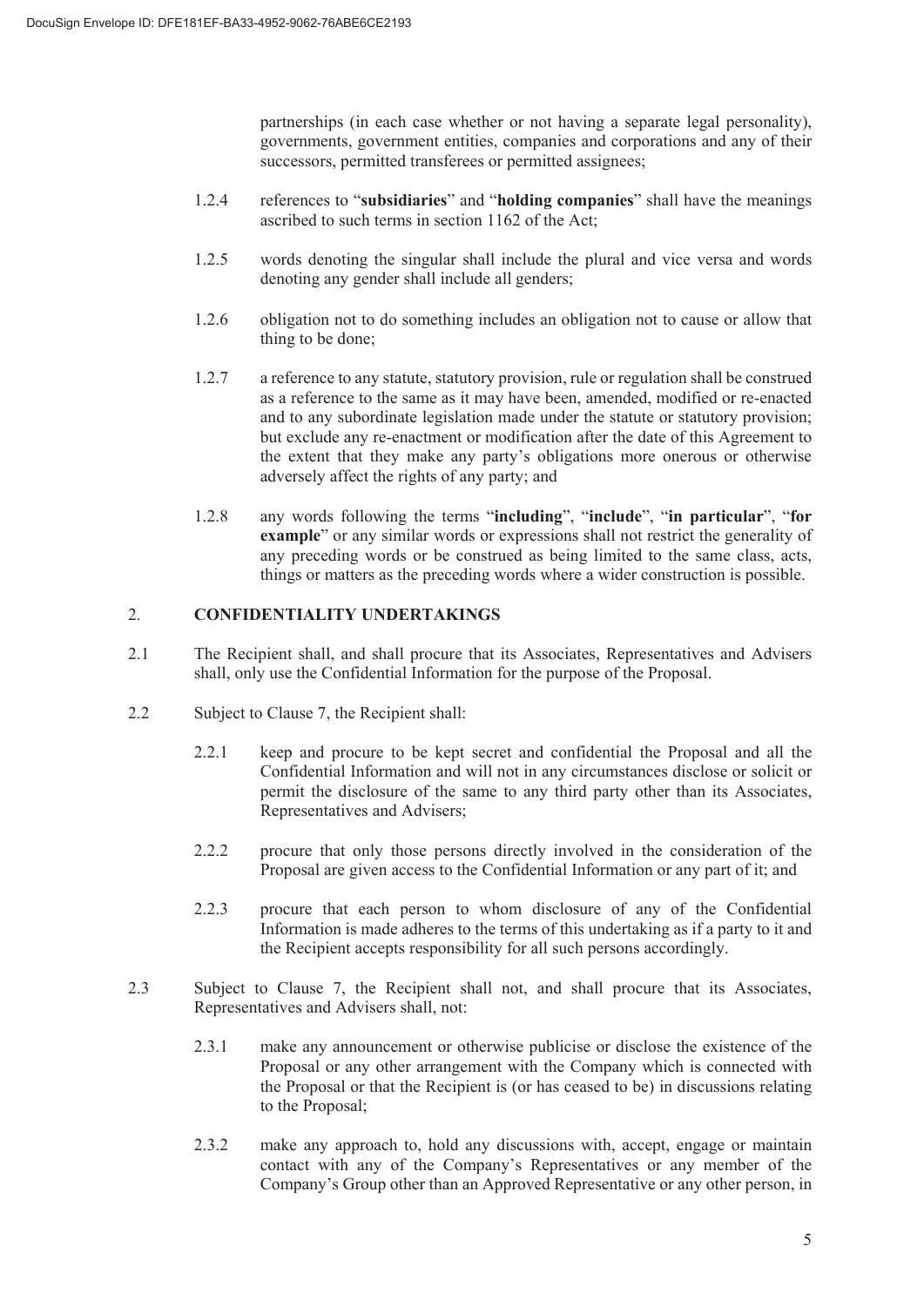partnerships (in each case whether or not having a separate legal personality), governments, government entities, companies and corporations and any of their successors, permitted transferees or permitted assignees;

1.2.4 references to "**subsidiaries**" and "**holding companies**" shall have the meanings ascribed to such terms in section 1162 of the Act;

1.2.5 words denoting the singular shall include the plural and vice versa and words denoting any gender shall include all genders;

1.2.6 obligation not to do something includes an obligation not to cause or allow that thing to be done;

1.2.7 a reference to any statute, statutory provision, rule or regulation shall be construed as a reference to the same as it may have been, amended, modified or re-enacted and to any subordinate legislation made under the statute or statutory provision; but exclude any re-enactment or modification after the date of this Agreement to the extent that they make any party's obligations more onerous or otherwise adversely affect the rights of any party; and

1.2.8 any words following the terms "**including**", "**include**", "**in particular**", "**for example**" or any similar words or expressions shall not restrict the generality of any preceding words or be construed as being limited to the same class, acts, things or matters as the preceding words where a wider construction is possible.

## 2. CONFIDENTIALITY UNDERTAKINGS

2.1 The Recipient shall, and shall procure that its Associates, Representatives and Advisers shall, only use the Confidential Information for the purpose of the Proposal.

2.2 Subject to Clause 7, the Recipient shall:

2.2.1 keep and procure to be kept secret and confidential the Proposal and all the Confidential Information and will not in any circumstances disclose or solicit or permit the disclosure of the same to any third party other than its Associates, Representatives and Advisers;

2.2.2 procure that only those persons directly involved in the consideration of the Proposal are given access to the Confidential Information or any part of it; and

2.2.3 procure that each person to whom disclosure of any of the Confidential Information is made adheres to the terms of this undertaking as if a party to it and the Recipient accepts responsibility for all such persons accordingly.

2.3 Subject to Clause 7, the Recipient shall not, and shall procure that its Associates, Representatives and Advisers shall, not:

2.3.1 make any announcement or otherwise publicise or disclose the existence of the Proposal or any other arrangement with the Company which is connected with the Proposal or that the Recipient is (or has ceased to be) in discussions relating to the Proposal;

2.3.2 make any approach to, hold any discussions with, accept, engage or maintain contact with any of the Company's Representatives or any member of the Company's Group other than an Approved Representative or any other person, in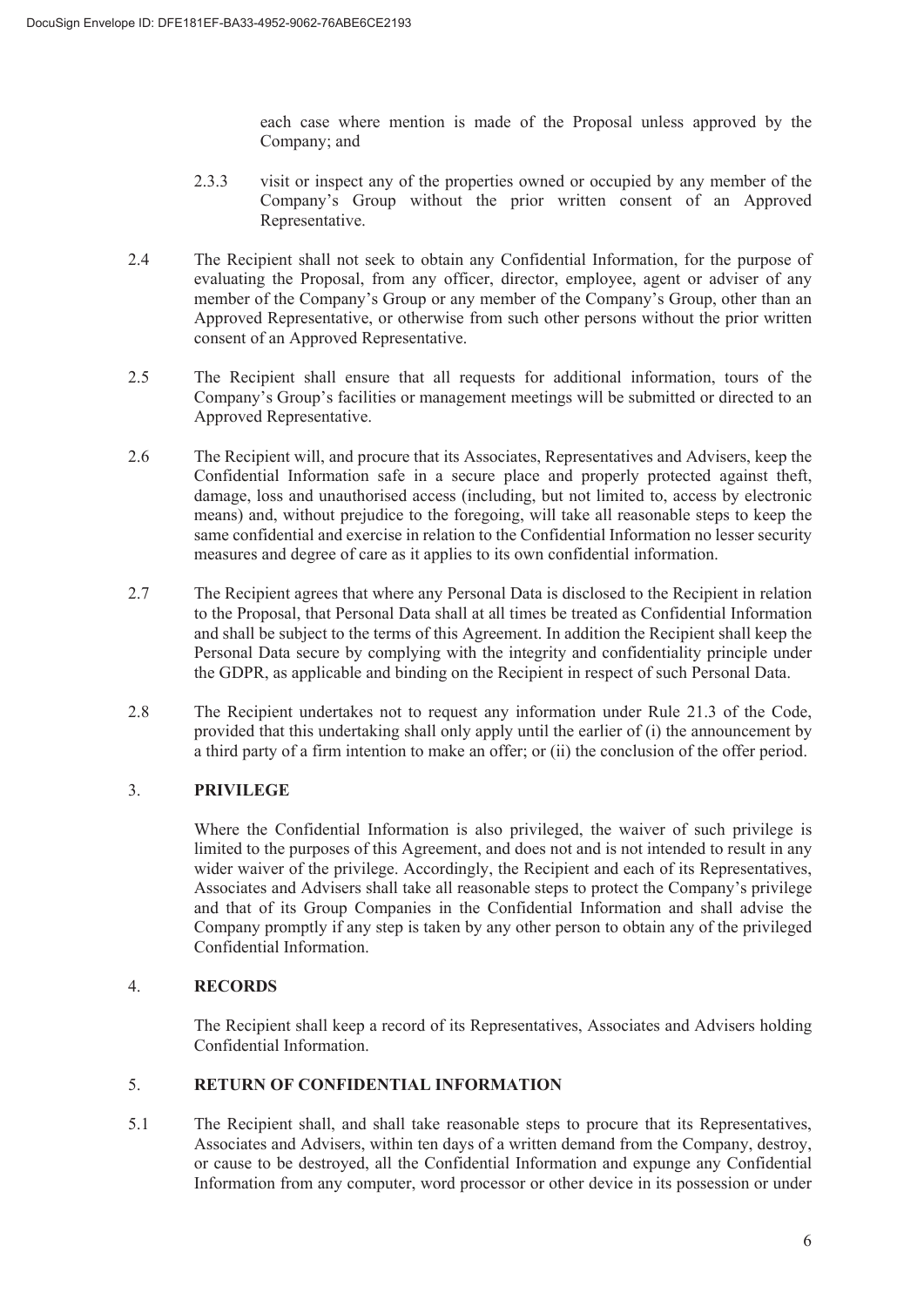each case where mention is made of the Proposal unless approved by the Company; and

2.3.3 visit or inspect any of the properties owned or occupied by any member of the Company's Group without the prior written consent of an Approved Representative.

2.4 The Recipient shall not seek to obtain any Confidential Information, for the purpose of evaluating the Proposal, from any officer, director, employee, agent or adviser of any member of the Company's Group or any member of the Company's Group, other than an Approved Representative, or otherwise from such other persons without the prior written consent of an Approved Representative.

2.5 The Recipient shall ensure that all requests for additional information, tours of the Company's Group's facilities or management meetings will be submitted or directed to an Approved Representative.

2.6 The Recipient will, and procure that its Associates, Representatives and Advisers, keep the Confidential Information safe in a secure place and properly protected against theft, damage, loss and unauthorised access (including, but not limited to, access by electronic means) and, without prejudice to the foregoing, will take all reasonable steps to keep the same confidential and exercise in relation to the Confidential Information no lesser security measures and degree of care as it applies to its own confidential information.

2.7 The Recipient agrees that where any Personal Data is disclosed to the Recipient in relation to the Proposal, that Personal Data shall at all times be treated as Confidential Information and shall be subject to the terms of this Agreement. In addition the Recipient shall keep the Personal Data secure by complying with the integrity and confidentiality principle under the GDPR, as applicable and binding on the Recipient in respect of such Personal Data.

2.8 The Recipient undertakes not to request any information under Rule 21.3 of the Code, provided that this undertaking shall only apply until the earlier of (i) the announcement by a third party of a firm intention to make an offer; or (ii) the conclusion of the offer period.

## 3. PRIVILEGE

Where the Confidential Information is also privileged, the waiver of such privilege is limited to the purposes of this Agreement, and does not and is not intended to result in any wider waiver of the privilege. Accordingly, the Recipient and each of its Representatives, Associates and Advisers shall take all reasonable steps to protect the Company's privilege and that of its Group Companies in the Confidential Information and shall advise the Company promptly if any step is taken by any other person to obtain any of the privileged Confidential Information.

## 4. RECORDS

The Recipient shall keep a record of its Representatives, Associates and Advisers holding Confidential Information.

## 5. RETURN OF CONFIDENTIAL INFORMATION

5.1 The Recipient shall, and shall take reasonable steps to procure that its Representatives, Associates and Advisers, within ten days of a written demand from the Company, destroy, or cause to be destroyed, all the Confidential Information and expunge any Confidential Information from any computer, word processor or other device in its possession or under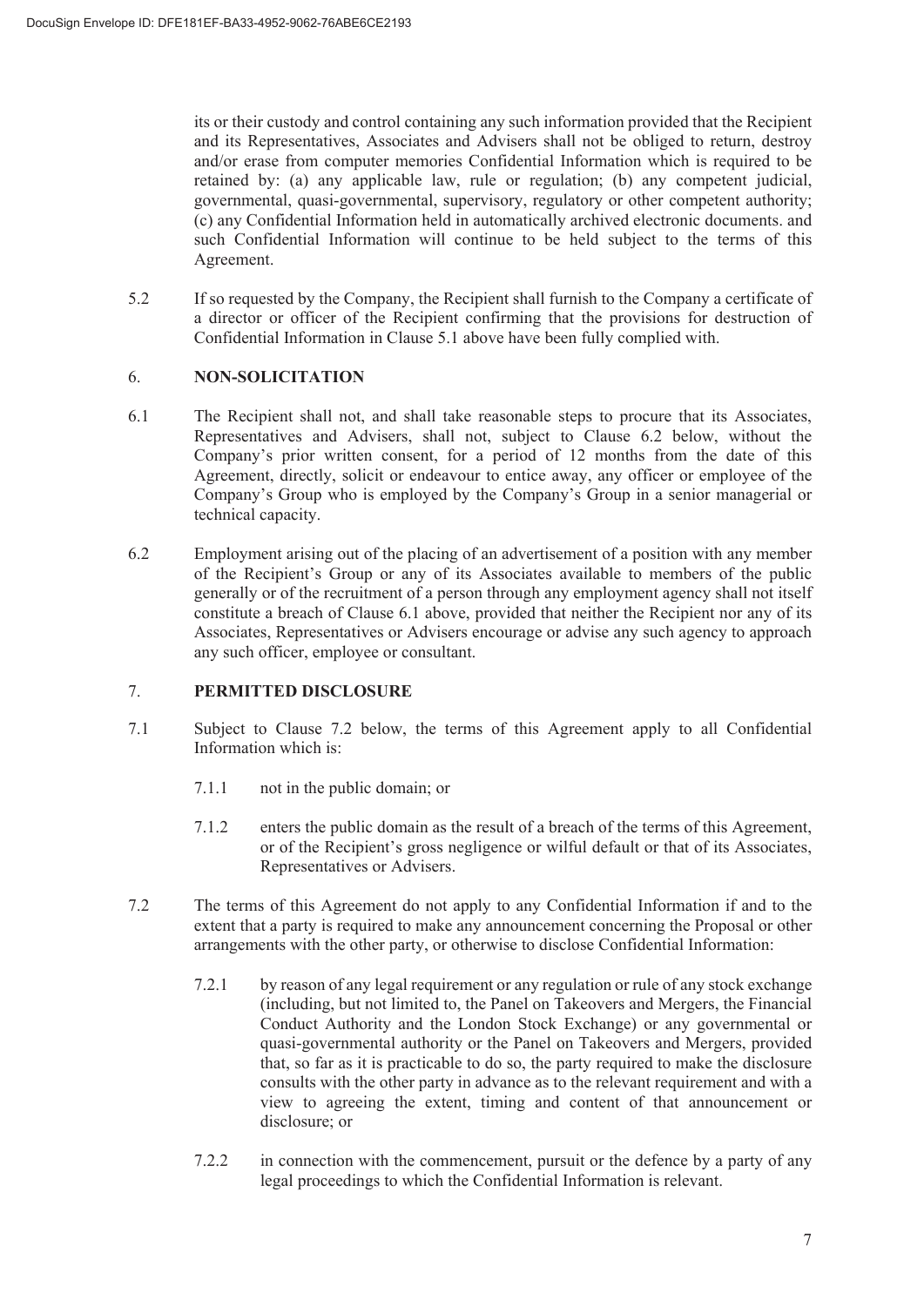its or their custody and control containing any such information provided that the Recipient and its Representatives, Associates and Advisers shall not be obliged to return, destroy and/or erase from computer memories Confidential Information which is required to be retained by: (a) any applicable law, rule or regulation; (b) any competent judicial, governmental, quasi-governmental, supervisory, regulatory or other competent authority; (c) any Confidential Information held in automatically archived electronic documents. and such Confidential Information will continue to be held subject to the terms of this Agreement.

5.2 If so requested by the Company, the Recipient shall furnish to the Company a certificate of a director or officer of the Recipient confirming that the provisions for destruction of Confidential Information in Clause 5.1 above have been fully complied with.

## 6. NON-SOLICITATION

6.1 The Recipient shall not, and shall take reasonable steps to procure that its Associates, Representatives and Advisers, shall not, subject to Clause 6.2 below, without the Company's prior written consent, for a period of 12 months from the date of this Agreement, directly, solicit or endeavour to entice away, any officer or employee of the Company's Group who is employed by the Company's Group in a senior managerial or technical capacity.

6.2 Employment arising out of the placing of an advertisement of a position with any member of the Recipient's Group or any of its Associates available to members of the public generally or of the recruitment of a person through any employment agency shall not itself constitute a breach of Clause 6.1 above, provided that neither the Recipient nor any of its Associates, Representatives or Advisers encourage or advise any such agency to approach any such officer, employee or consultant.

## 7. PERMITTED DISCLOSURE

7.1 Subject to Clause 7.2 below, the terms of this Agreement apply to all Confidential Information which is:

7.1.1 not in the public domain; or

7.1.2 enters the public domain as the result of a breach of the terms of this Agreement, or of the Recipient's gross negligence or wilful default or that of its Associates, Representatives or Advisers.

7.2 The terms of this Agreement do not apply to any Confidential Information if and to the extent that a party is required to make any announcement concerning the Proposal or other arrangements with the other party, or otherwise to disclose Confidential Information:

7.2.1 by reason of any legal requirement or any regulation or rule of any stock exchange (including, but not limited to, the Panel on Takeovers and Mergers, the Financial Conduct Authority and the London Stock Exchange) or any governmental or quasi-governmental authority or the Panel on Takeovers and Mergers, provided that, so far as it is practicable to do so, the party required to make the disclosure consults with the other party in advance as to the relevant requirement and with a view to agreeing the extent, timing and content of that announcement or disclosure; or

7.2.2 in connection with the commencement, pursuit or the defence by a party of any legal proceedings to which the Confidential Information is relevant.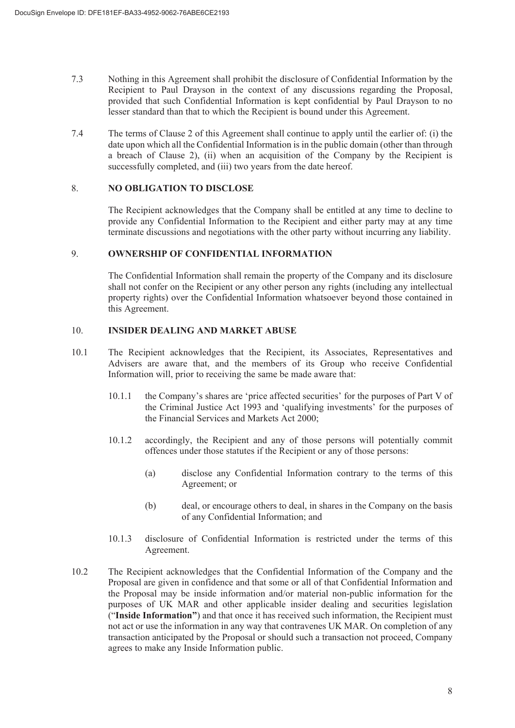7.3 Nothing in this Agreement shall prohibit the disclosure of Confidential Information by the Recipient to Paul Drayson in the context of any discussions regarding the Proposal, provided that such Confidential Information is kept confidential by Paul Drayson to no lesser standard than that to which the Recipient is bound under this Agreement.

7.4 The terms of Clause 2 of this Agreement shall continue to apply until the earlier of: (i) the date upon which all the Confidential Information is in the public domain (other than through a breach of Clause 2), (ii) when an acquisition of the Company by the Recipient is successfully completed, and (iii) two years from the date hereof.

## 8. NO OBLIGATION TO DISCLOSE

The Recipient acknowledges that the Company shall be entitled at any time to decline to provide any Confidential Information to the Recipient and either party may at any time terminate discussions and negotiations with the other party without incurring any liability.

## 9. OWNERSHIP OF CONFIDENTIAL INFORMATION

The Confidential Information shall remain the property of the Company and its disclosure shall not confer on the Recipient or any other person any rights (including any intellectual property rights) over the Confidential Information whatsoever beyond those contained in this Agreement.

## 10. INSIDER DEALING AND MARKET ABUSE

10.1 The Recipient acknowledges that the Recipient, its Associates, Representatives and Advisers are aware that, and the members of its Group who receive Confidential Information will, prior to receiving the same be made aware that:

10.1.1 the Company's shares are 'price affected securities' for the purposes of Part V of the Criminal Justice Act 1993 and 'qualifying investments' for the purposes of the Financial Services and Markets Act 2000;

10.1.2 accordingly, the Recipient and any of those persons will potentially commit offences under those statutes if the Recipient or any of those persons:

(a) disclose any Confidential Information contrary to the terms of this Agreement; or

(b) deal, or encourage others to deal, in shares in the Company on the basis of any Confidential Information; and

10.1.3 disclosure of Confidential Information is restricted under the terms of this Agreement.

10.2 The Recipient acknowledges that the Confidential Information of the Company and the Proposal are given in confidence and that some or all of that Confidential Information and the Proposal may be inside information and/or material non-public information for the purposes of UK MAR and other applicable insider dealing and securities legislation ("**Inside Information"**) and that once it has received such information, the Recipient must not act or use the information in any way that contravenes UK MAR. On completion of any transaction anticipated by the Proposal or should such a transaction not proceed, Company agrees to make any Inside Information public.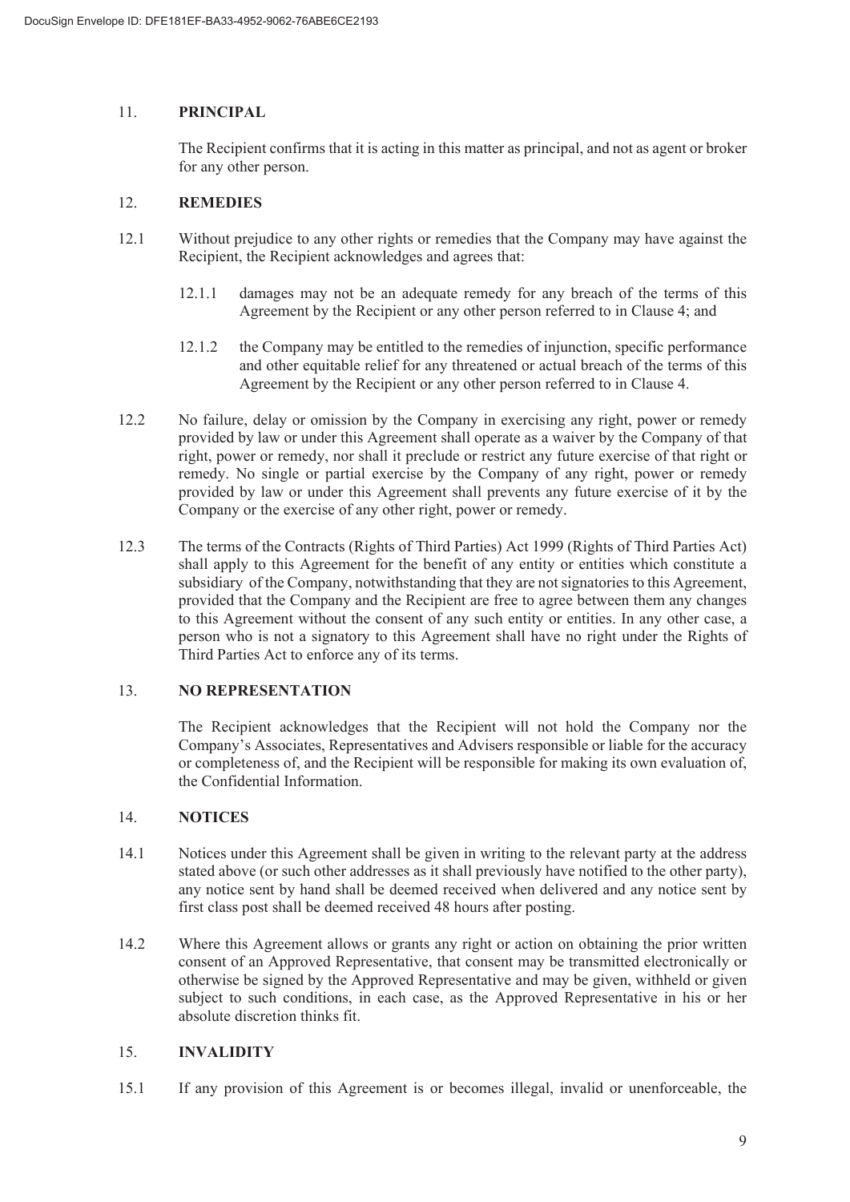## 11. PRINCIPAL

The Recipient confirms that it is acting in this matter as principal, and not as agent or broker for any other person.

## 12. REMEDIES

12.1 Without prejudice to any other rights or remedies that the Company may have against the Recipient, the Recipient acknowledges and agrees that:

12.1.1 damages may not be an adequate remedy for any breach of the terms of this Agreement by the Recipient or any other person referred to in Clause 4; and

12.1.2 the Company may be entitled to the remedies of injunction, specific performance and other equitable relief for any threatened or actual breach of the terms of this Agreement by the Recipient or any other person referred to in Clause 4.

12.2 No failure, delay or omission by the Company in exercising any right, power or remedy provided by law or under this Agreement shall operate as a waiver by the Company of that right, power or remedy, nor shall it preclude or restrict any future exercise of that right or remedy. No single or partial exercise by the Company of any right, power or remedy provided by law or under this Agreement shall prevents any future exercise of it by the Company or the exercise of any other right, power or remedy.

12.3 The terms of the Contracts (Rights of Third Parties) Act 1999 (Rights of Third Parties Act) shall apply to this Agreement for the benefit of any entity or entities which constitute a subsidiary of the Company, notwithstanding that they are not signatories to this Agreement, provided that the Company and the Recipient are free to agree between them any changes to this Agreement without the consent of any such entity or entities. In any other case, a person who is not a signatory to this Agreement shall have no right under the Rights of Third Parties Act to enforce any of its terms.

## 13. NO REPRESENTATION

The Recipient acknowledges that the Recipient will not hold the Company nor the Company's Associates, Representatives and Advisers responsible or liable for the accuracy or completeness of, and the Recipient will be responsible for making its own evaluation of, the Confidential Information.

## 14. NOTICES

14.1 Notices under this Agreement shall be given in writing to the relevant party at the address stated above (or such other addresses as it shall previously have notified to the other party), any notice sent by hand shall be deemed received when delivered and any notice sent by first class post shall be deemed received 48 hours after posting.

14.2 Where this Agreement allows or grants any right or action on obtaining the prior written consent of an Approved Representative, that consent may be transmitted electronically or otherwise be signed by the Approved Representative and may be given, withheld or given subject to such conditions, in each case, as the Approved Representative in his or her absolute discretion thinks fit.

## 15. INVALIDITY

15.1 If any provision of this Agreement is or becomes illegal, invalid or unenforceable, the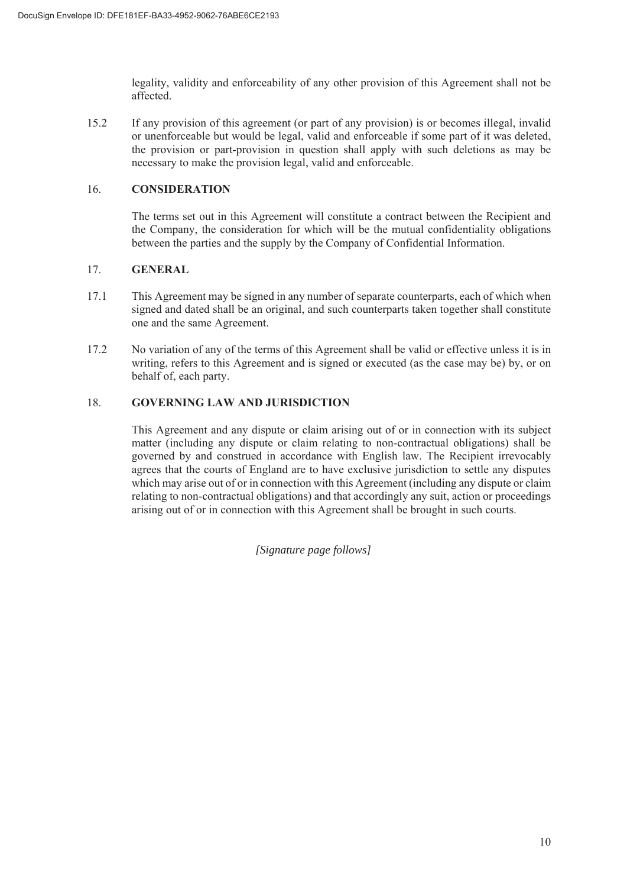legality, validity and enforceability of any other provision of this Agreement shall not be affected.

15.2 If any provision of this agreement (or part of any provision) is or becomes illegal, invalid or unenforceable but would be legal, valid and enforceable if some part of it was deleted, the provision or part-provision in question shall apply with such deletions as may be necessary to make the provision legal, valid and enforceable.

## 16. CONSIDERATION

The terms set out in this Agreement will constitute a contract between the Recipient and the Company, the consideration for which will be the mutual confidentiality obligations between the parties and the supply by the Company of Confidential Information.

## 17. GENERAL

17.1 This Agreement may be signed in any number of separate counterparts, each of which when signed and dated shall be an original, and such counterparts taken together shall constitute one and the same Agreement.

17.2 No variation of any of the terms of this Agreement shall be valid or effective unless it is in writing, refers to this Agreement and is signed or executed (as the case may be) by, or on behalf of, each party.

## 18. GOVERNING LAW AND JURISDICTION

This Agreement and any dispute or claim arising out of or in connection with its subject matter (including any dispute or claim relating to non-contractual obligations) shall be governed by and construed in accordance with English law. The Recipient irrevocably agrees that the courts of England are to have exclusive jurisdiction to settle any disputes which may arise out of or in connection with this Agreement (including any dispute or claim relating to non-contractual obligations) and that accordingly any suit, action or proceedings arising out of or in connection with this Agreement shall be brought in such courts.

*[Signature page follows]*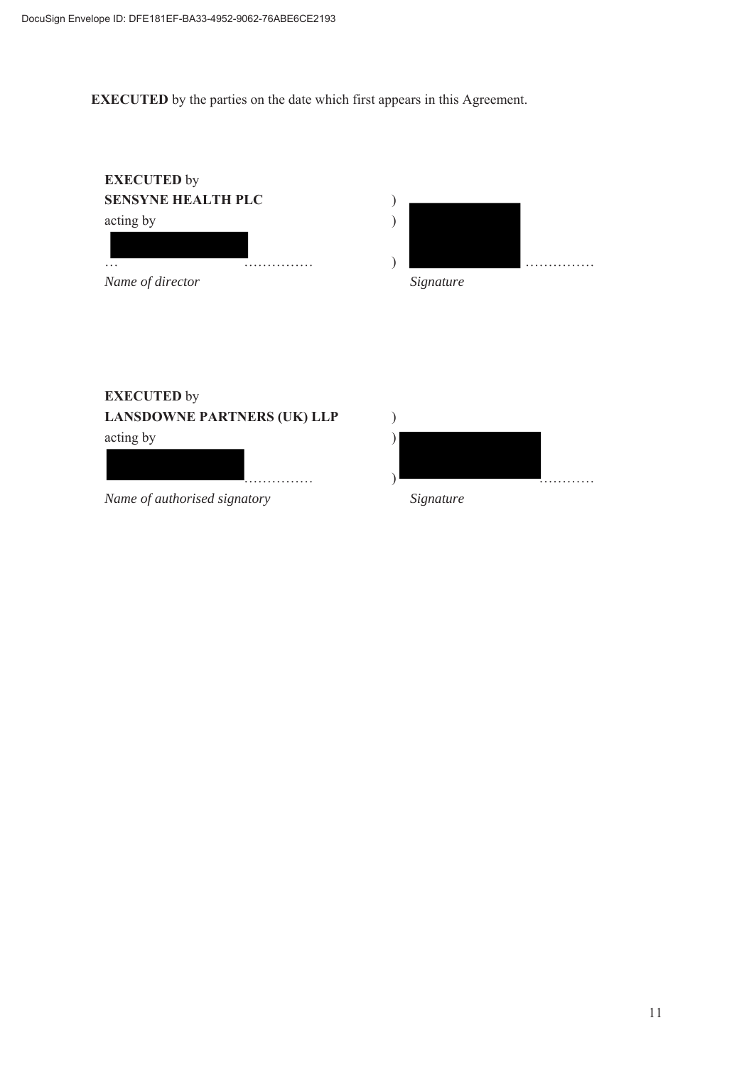**EXECUTED** by the parties on the date which first appears in this Agreement.

**EXECUTED** by
**SENSYNE HEALTH PLC** )
acting by )

… …………… ) ……………
*Name of director* *Signature*

**EXECUTED** by
**LANSDOWNE PARTNERS (UK) LLP** )
acting by )

…………… ) …………
*Name of authorised signatory* *Signature*